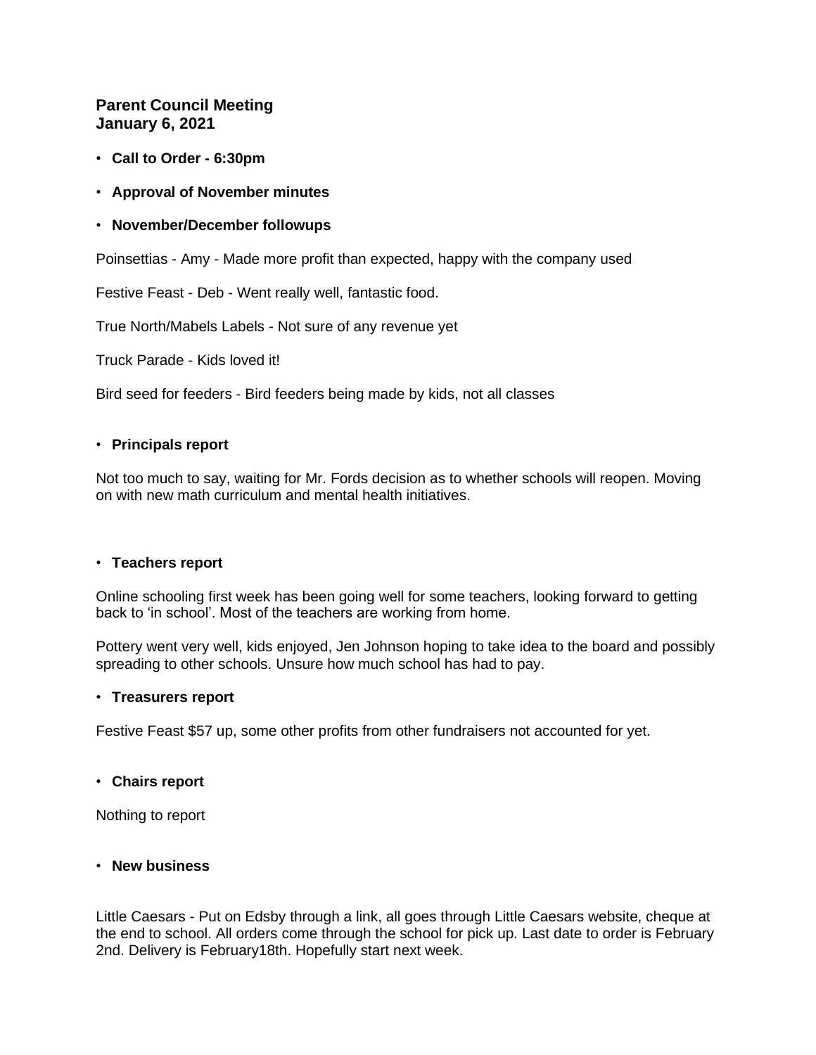**Parent Council Meeting**
**January 6, 2021**

- **Call to Order - 6:30pm**
- **Approval of November minutes**
- **November/December followups**

Poinsettias - Amy - Made more profit than expected, happy with the company used

Festive Feast - Deb - Went really well, fantastic food.

True North/Mabels Labels - Not sure of any revenue yet

Truck Parade - Kids loved it!

Bird seed for feeders - Bird feeders being made by kids, not all classes

- **Principals report**

Not too much to say, waiting for Mr. Fords decision as to whether schools will reopen. Moving on with new math curriculum and mental health initiatives.

- **Teachers report**

Online schooling first week has been going well for some teachers, looking forward to getting back to 'in school'. Most of the teachers are working from home.

Pottery went very well, kids enjoyed, Jen Johnson hoping to take idea to the board and possibly spreading to other schools. Unsure how much school has had to pay.

- **Treasurers report**

Festive Feast $57 up, some other profits from other fundraisers not accounted for yet.

- **Chairs report**

Nothing to report

- **New business**

Little Caesars - Put on Edsby through a link, all goes through Little Caesars website, cheque at the end to school. All orders come through the school for pick up. Last date to order is February 2nd. Delivery is February18th. Hopefully start next week.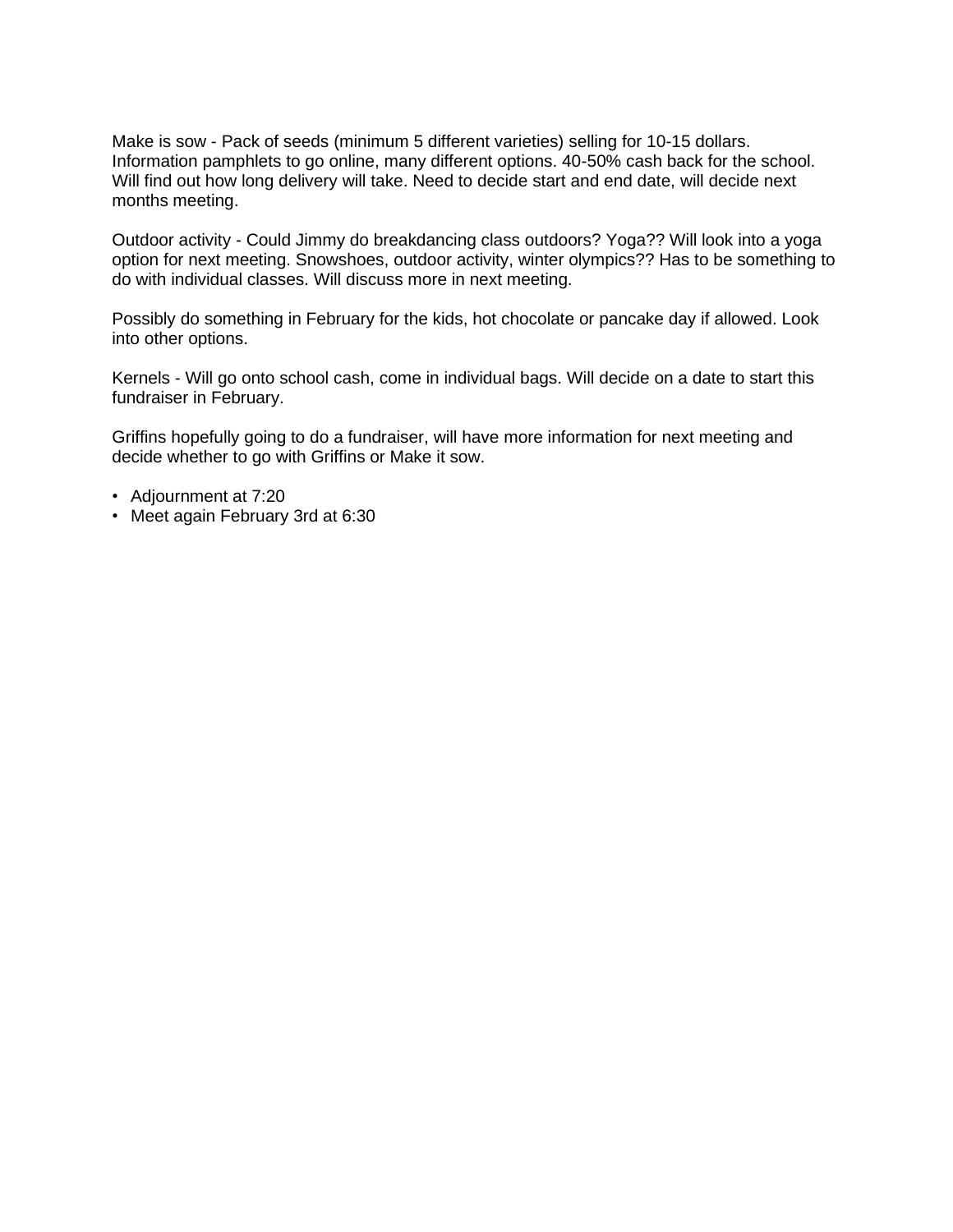Make is sow - Pack of seeds (minimum 5 different varieties) selling for 10-15 dollars. Information pamphlets to go online, many different options. 40-50% cash back for the school. Will find out how long delivery will take. Need to decide start and end date, will decide next months meeting.

Outdoor activity - Could Jimmy do breakdancing class outdoors? Yoga?? Will look into a yoga option for next meeting. Snowshoes, outdoor activity, winter olympics?? Has to be something to do with individual classes. Will discuss more in next meeting.

Possibly do something in February for the kids, hot chocolate or pancake day if allowed. Look into other options.

Kernels - Will go onto school cash, come in individual bags. Will decide on a date to start this fundraiser in February.

Griffins hopefully going to do a fundraiser, will have more information for next meeting and decide whether to go with Griffins or Make it sow.

- Adjournment at 7:20
- Meet again February 3rd at 6:30